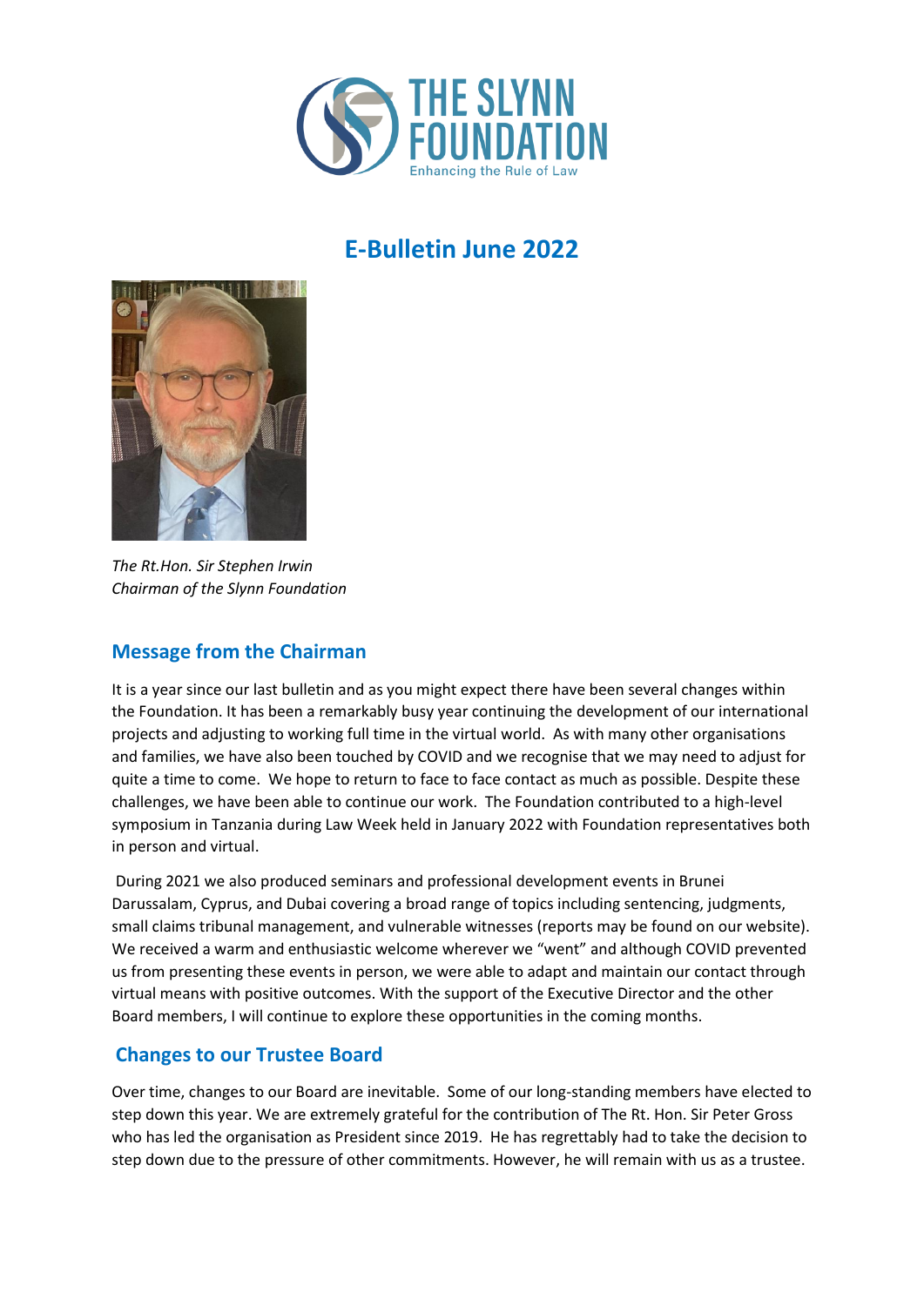# E-Bulletin June 2022

*The Rt.Hon. Sir Stephen Irwin*
*Chairman of the Slynn Foundation*

## Message from the Chairman

It is a year since our last bulletin and as you might expect there have been several changes within the Foundation. It has been a remarkably busy year continuing the development of our international projects and adjusting to working full time in the virtual world. As with many other organisations and families, we have also been touched by COVID and we recognise that we may need to adjust for quite a time to come. We hope to return to face to face contact as much as possible. Despite these challenges, we have been able to continue our work. The Foundation contributed to a high-level symposium in Tanzania during Law Week held in January 2022 with Foundation representatives both in person and virtual.

During 2021 we also produced seminars and professional development events in Brunei Darussalam, Cyprus, and Dubai covering a broad range of topics including sentencing, judgments, small claims tribunal management, and vulnerable witnesses (reports may be found on our website). We received a warm and enthusiastic welcome wherever we "went" and although COVID prevented us from presenting these events in person, we were able to adapt and maintain our contact through virtual means with positive outcomes. With the support of the Executive Director and the other Board members, I will continue to explore these opportunities in the coming months.

## Changes to our Trustee Board

Over time, changes to our Board are inevitable. Some of our long-standing members have elected to step down this year. We are extremely grateful for the contribution of The Rt. Hon. Sir Peter Gross who has led the organisation as President since 2019. He has regrettably had to take the decision to step down due to the pressure of other commitments. However, he will remain with us as a trustee.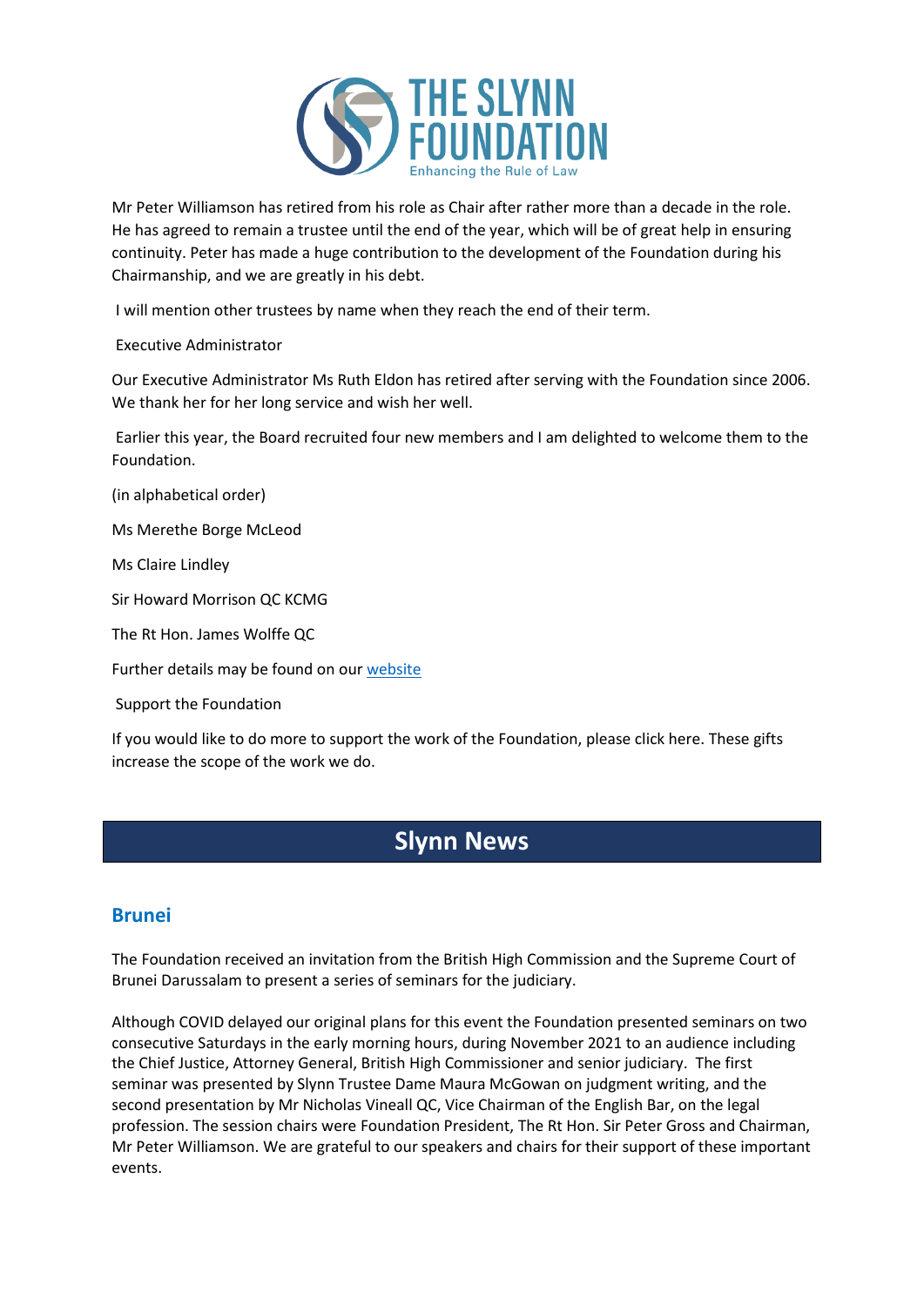Mr Peter Williamson has retired from his role as Chair after rather more than a decade in the role. He has agreed to remain a trustee until the end of the year, which will be of great help in ensuring continuity. Peter has made a huge contribution to the development of the Foundation during his Chairmanship, and we are greatly in his debt.

I will mention other trustees by name when they reach the end of their term.

Executive Administrator

Our Executive Administrator Ms Ruth Eldon has retired after serving with the Foundation since 2006. We thank her for her long service and wish her well.

Earlier this year, the Board recruited four new members and I am delighted to welcome them to the Foundation.

(in alphabetical order)

Ms Merethe Borge McLeod

Ms Claire Lindley

Sir Howard Morrison QC KCMG

The Rt Hon. James Wolffe QC

Further details may be found on our website

Support the Foundation

If you would like to do more to support the work of the Foundation, please click here. These gifts increase the scope of the work we do.

# Slynn News

## Brunei

The Foundation received an invitation from the British High Commission and the Supreme Court of Brunei Darussalam to present a series of seminars for the judiciary.

Although COVID delayed our original plans for this event the Foundation presented seminars on two consecutive Saturdays in the early morning hours, during November 2021 to an audience including the Chief Justice, Attorney General, British High Commissioner and senior judiciary. The first seminar was presented by Slynn Trustee Dame Maura McGowan on judgment writing, and the second presentation by Mr Nicholas Vineall QC, Vice Chairman of the English Bar, on the legal profession. The session chairs were Foundation President, The Rt Hon. Sir Peter Gross and Chairman, Mr Peter Williamson. We are grateful to our speakers and chairs for their support of these important events.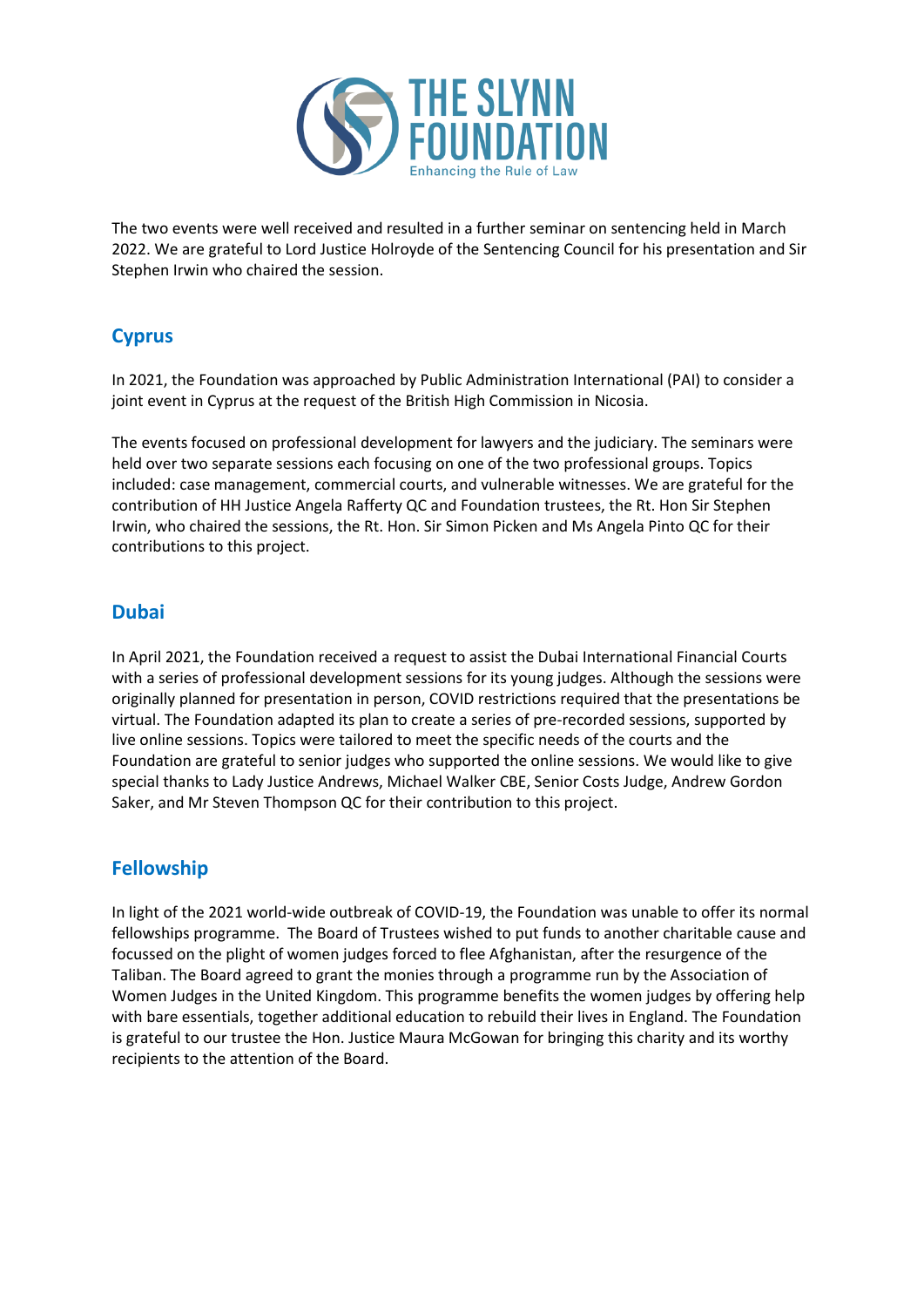The two events were well received and resulted in a further seminar on sentencing held in March 2022. We are grateful to Lord Justice Holroyde of the Sentencing Council for his presentation and Sir Stephen Irwin who chaired the session.

## Cyprus

In 2021, the Foundation was approached by Public Administration International (PAI) to consider a joint event in Cyprus at the request of the British High Commission in Nicosia.

The events focused on professional development for lawyers and the judiciary. The seminars were held over two separate sessions each focusing on one of the two professional groups. Topics included: case management, commercial courts, and vulnerable witnesses. We are grateful for the contribution of HH Justice Angela Rafferty QC and Foundation trustees, the Rt. Hon Sir Stephen Irwin, who chaired the sessions, the Rt. Hon. Sir Simon Picken and Ms Angela Pinto QC for their contributions to this project.

## Dubai

In April 2021, the Foundation received a request to assist the Dubai International Financial Courts with a series of professional development sessions for its young judges. Although the sessions were originally planned for presentation in person, COVID restrictions required that the presentations be virtual. The Foundation adapted its plan to create a series of pre-recorded sessions, supported by live online sessions. Topics were tailored to meet the specific needs of the courts and the Foundation are grateful to senior judges who supported the online sessions. We would like to give special thanks to Lady Justice Andrews, Michael Walker CBE, Senior Costs Judge, Andrew Gordon Saker, and Mr Steven Thompson QC for their contribution to this project.

## Fellowship

In light of the 2021 world-wide outbreak of COVID-19, the Foundation was unable to offer its normal fellowships programme. The Board of Trustees wished to put funds to another charitable cause and focussed on the plight of women judges forced to flee Afghanistan, after the resurgence of the Taliban. The Board agreed to grant the monies through a programme run by the Association of Women Judges in the United Kingdom. This programme benefits the women judges by offering help with bare essentials, together additional education to rebuild their lives in England. The Foundation is grateful to our trustee the Hon. Justice Maura McGowan for bringing this charity and its worthy recipients to the attention of the Board.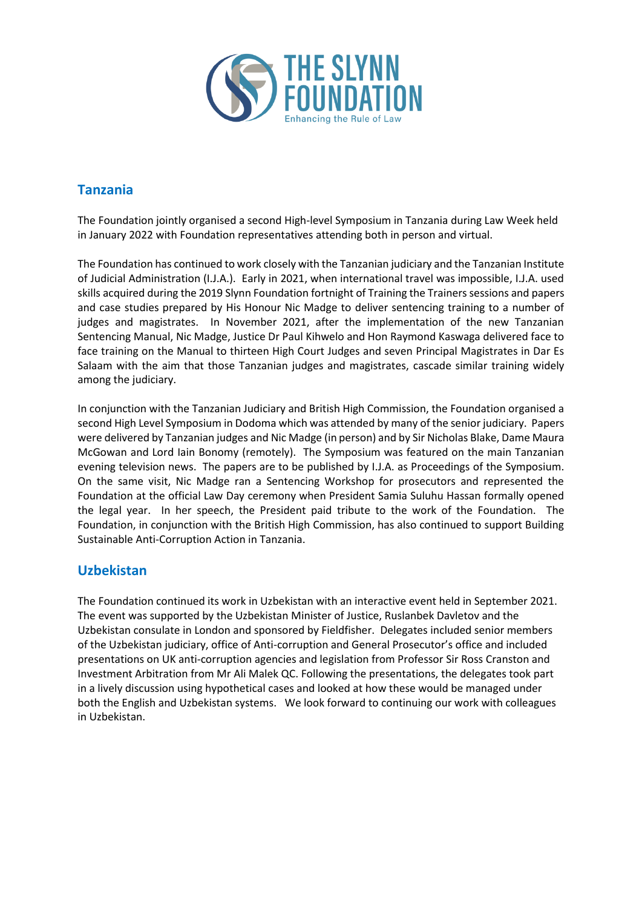## Tanzania

The Foundation jointly organised a second High-level Symposium in Tanzania during Law Week held in January 2022 with Foundation representatives attending both in person and virtual.

The Foundation has continued to work closely with the Tanzanian judiciary and the Tanzanian Institute of Judicial Administration (I.J.A.). Early in 2021, when international travel was impossible, I.J.A. used skills acquired during the 2019 Slynn Foundation fortnight of Training the Trainers sessions and papers and case studies prepared by His Honour Nic Madge to deliver sentencing training to a number of judges and magistrates. In November 2021, after the implementation of the new Tanzanian Sentencing Manual, Nic Madge, Justice Dr Paul Kihwelo and Hon Raymond Kaswaga delivered face to face training on the Manual to thirteen High Court Judges and seven Principal Magistrates in Dar Es Salaam with the aim that those Tanzanian judges and magistrates, cascade similar training widely among the judiciary.

In conjunction with the Tanzanian Judiciary and British High Commission, the Foundation organised a second High Level Symposium in Dodoma which was attended by many of the senior judiciary. Papers were delivered by Tanzanian judges and Nic Madge (in person) and by Sir Nicholas Blake, Dame Maura McGowan and Lord Iain Bonomy (remotely). The Symposium was featured on the main Tanzanian evening television news. The papers are to be published by I.J.A. as Proceedings of the Symposium. On the same visit, Nic Madge ran a Sentencing Workshop for prosecutors and represented the Foundation at the official Law Day ceremony when President Samia Suluhu Hassan formally opened the legal year. In her speech, the President paid tribute to the work of the Foundation. The Foundation, in conjunction with the British High Commission, has also continued to support Building Sustainable Anti-Corruption Action in Tanzania.

## Uzbekistan

The Foundation continued its work in Uzbekistan with an interactive event held in September 2021. The event was supported by the Uzbekistan Minister of Justice, Ruslanbek Davletov and the Uzbekistan consulate in London and sponsored by Fieldfisher. Delegates included senior members of the Uzbekistan judiciary, office of Anti-corruption and General Prosecutor's office and included presentations on UK anti-corruption agencies and legislation from Professor Sir Ross Cranston and Investment Arbitration from Mr Ali Malek QC. Following the presentations, the delegates took part in a lively discussion using hypothetical cases and looked at how these would be managed under both the English and Uzbekistan systems. We look forward to continuing our work with colleagues in Uzbekistan.